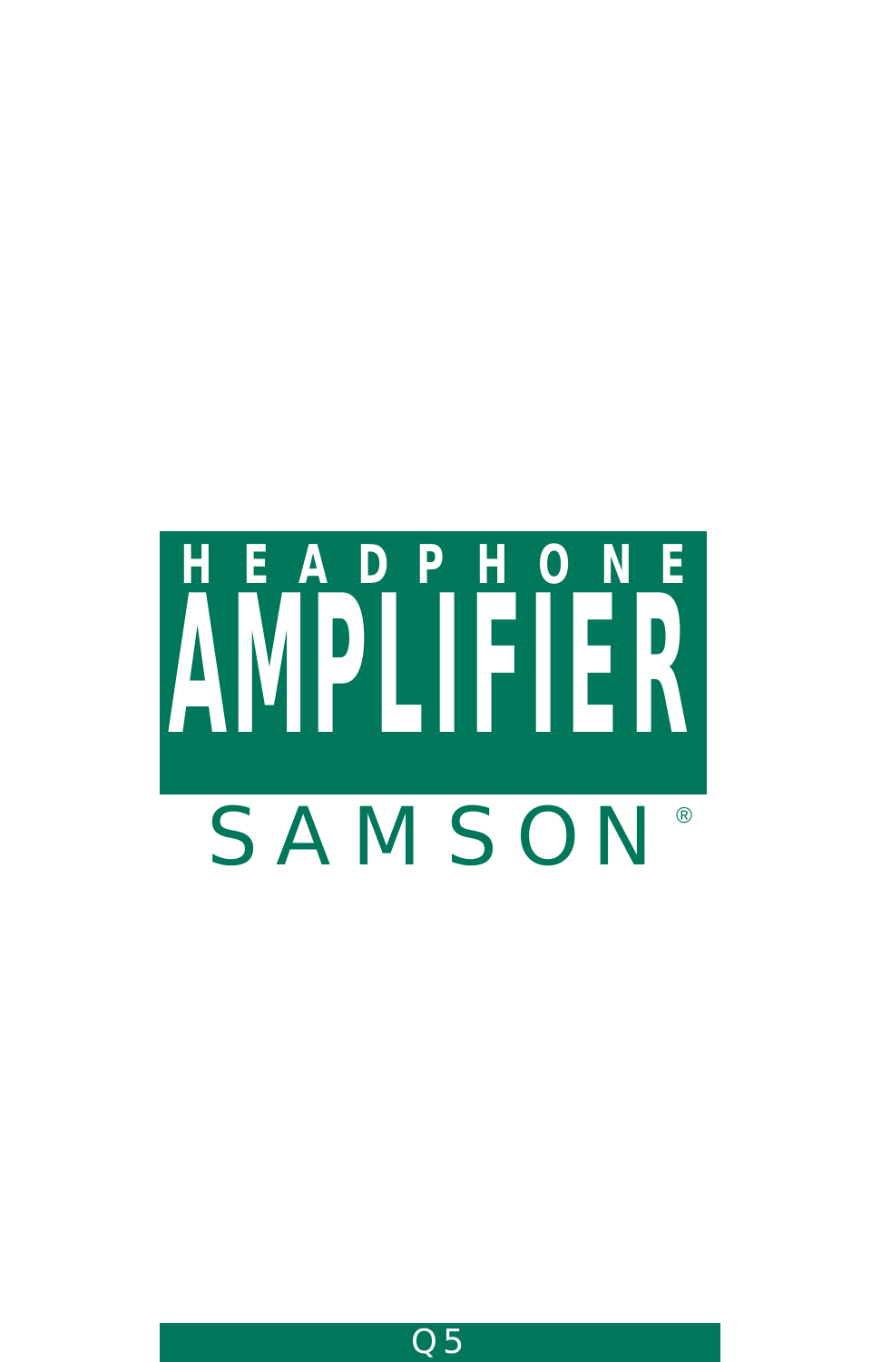# HEADPHONE AMPLIFIER

SAMSON®

Q5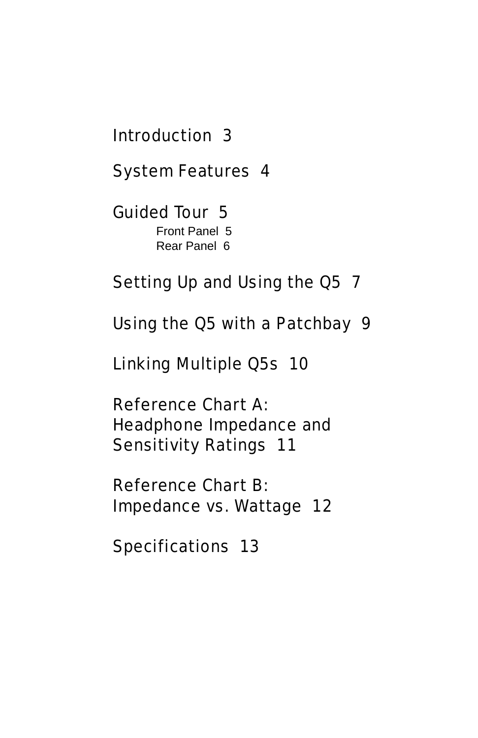Introduction 3

System Features 4

Guided Tour 5

- Front Panel 5
- Rear Panel 6

Setting Up and Using the Q5 7

Using the Q5 with a Patchbay 9

Linking Multiple Q5s 10

Reference Chart A:
Headphone Impedance and
Sensitivity Ratings 11

Reference Chart B:
Impedance vs. Wattage 12

Specifications 13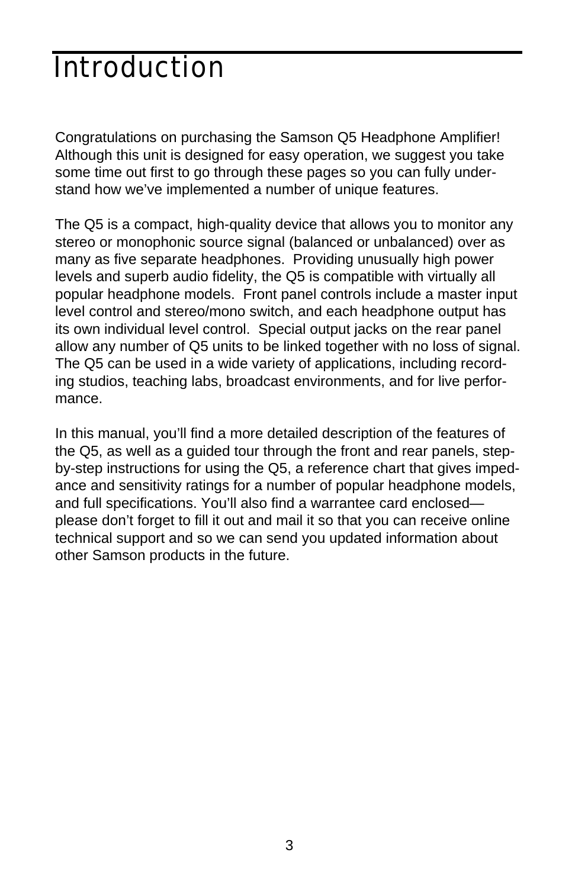# Introduction

Congratulations on purchasing the Samson Q5 Headphone Amplifier! Although this unit is designed for easy operation, we suggest you take some time out first to go through these pages so you can fully understand how we've implemented a number of unique features.

The Q5 is a compact, high-quality device that allows you to monitor any stereo or monophonic source signal (balanced or unbalanced) over as many as five separate headphones. Providing unusually high power levels and superb audio fidelity, the Q5 is compatible with virtually all popular headphone models. Front panel controls include a master input level control and stereo/mono switch, and each headphone output has its own individual level control. Special output jacks on the rear panel allow any number of Q5 units to be linked together with no loss of signal. The Q5 can be used in a wide variety of applications, including recording studios, teaching labs, broadcast environments, and for live performance.

In this manual, you'll find a more detailed description of the features of the Q5, as well as a guided tour through the front and rear panels, step-by-step instructions for using the Q5, a reference chart that gives impedance and sensitivity ratings for a number of popular headphone models, and full specifications. You'll also find a warrantee card enclosed—please don't forget to fill it out and mail it so that you can receive online technical support and so we can send you updated information about other Samson products in the future.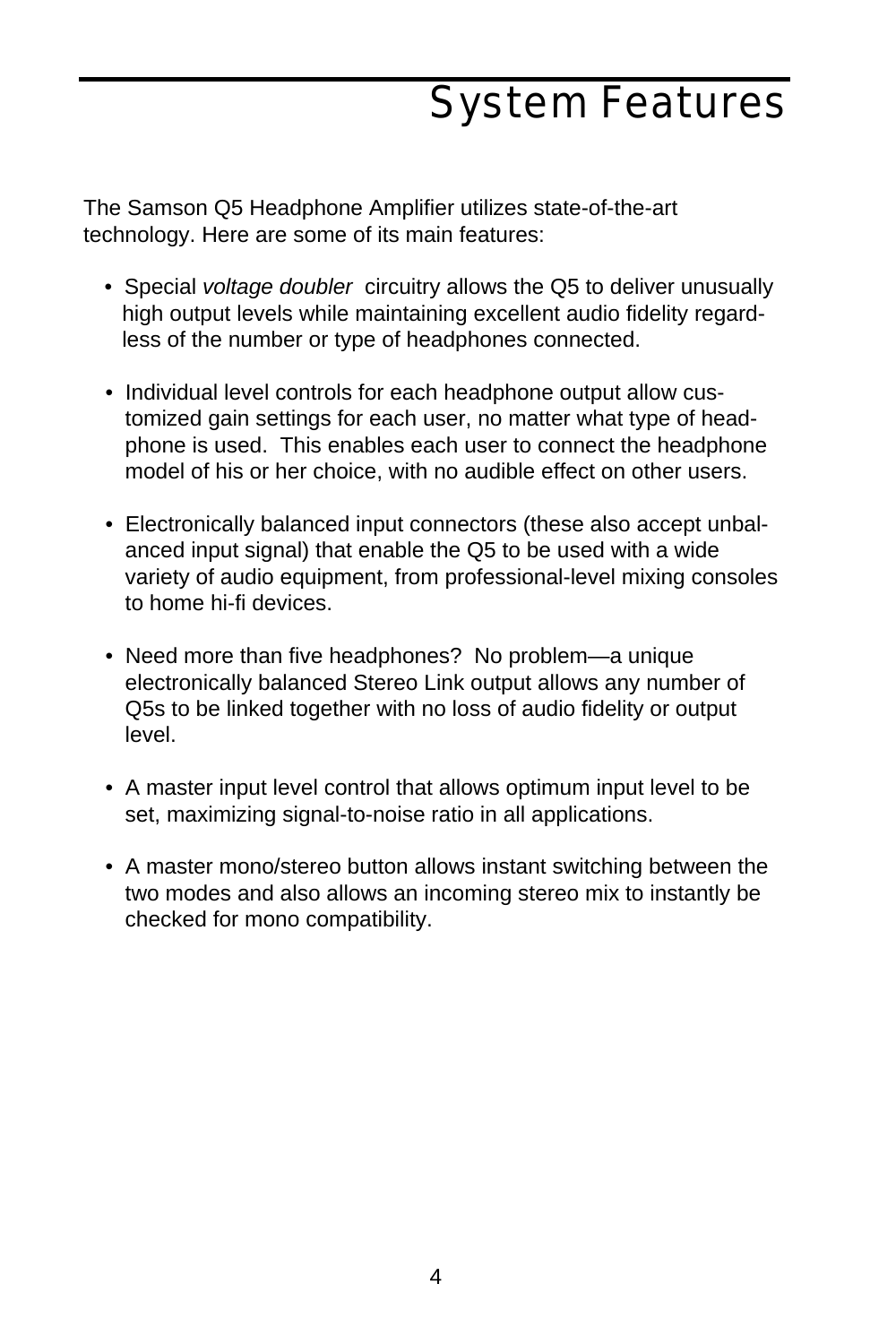# System Features

The Samson Q5 Headphone Amplifier utilizes state-of-the-art technology. Here are some of its main features:

- Special *voltage doubler* circuitry allows the Q5 to deliver unusually high output levels while maintaining excellent audio fidelity regardless of the number or type of headphones connected.

- Individual level controls for each headphone output allow customized gain settings for each user, no matter what type of headphone is used. This enables each user to connect the headphone model of his or her choice, with no audible effect on other users.

- Electronically balanced input connectors (these also accept unbalanced input signal) that enable the Q5 to be used with a wide variety of audio equipment, from professional-level mixing consoles to home hi-fi devices.

- Need more than five headphones? No problem—a unique electronically balanced Stereo Link output allows any number of Q5s to be linked together with no loss of audio fidelity or output level.

- A master input level control that allows optimum input level to be set, maximizing signal-to-noise ratio in all applications.

- A master mono/stereo button allows instant switching between the two modes and also allows an incoming stereo mix to instantly be checked for mono compatibility.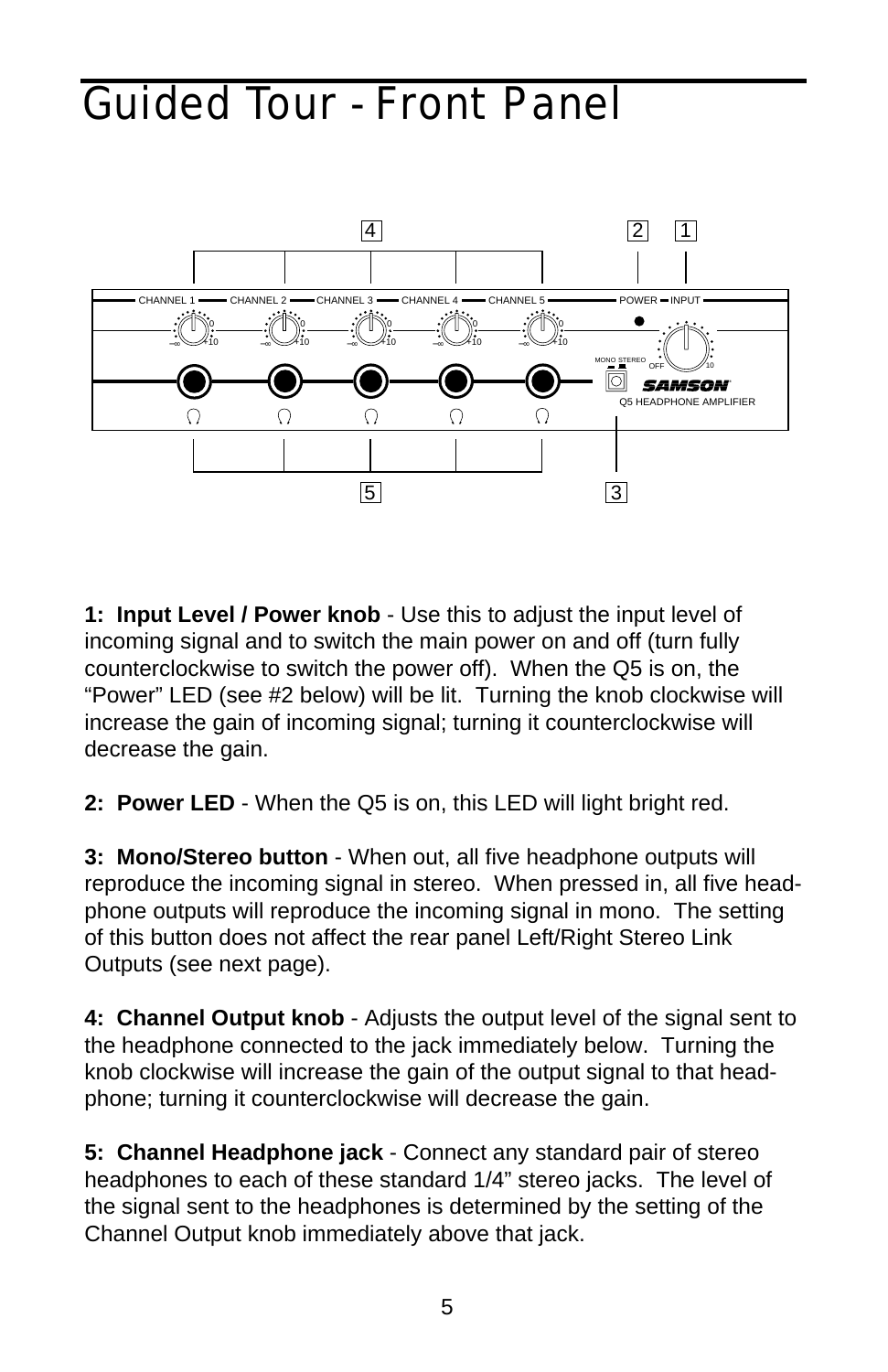# Guided Tour - Front Panel

**1: Input Level / Power knob** - Use this to adjust the input level of incoming signal and to switch the main power on and off (turn fully counterclockwise to switch the power off). When the Q5 is on, the "Power" LED (see #2 below) will be lit. Turning the knob clockwise will increase the gain of incoming signal; turning it counterclockwise will decrease the gain.

**2: Power LED** - When the Q5 is on, this LED will light bright red.

**3: Mono/Stereo button** - When out, all five headphone outputs will reproduce the incoming signal in stereo. When pressed in, all five headphone outputs will reproduce the incoming signal in mono. The setting of this button does not affect the rear panel Left/Right Stereo Link Outputs (see next page).

**4: Channel Output knob** - Adjusts the output level of the signal sent to the headphone connected to the jack immediately below. Turning the knob clockwise will increase the gain of the output signal to that headphone; turning it counterclockwise will decrease the gain.

**5: Channel Headphone jack** - Connect any standard pair of stereo headphones to each of these standard 1/4" stereo jacks. The level of the signal sent to the headphones is determined by the setting of the Channel Output knob immediately above that jack.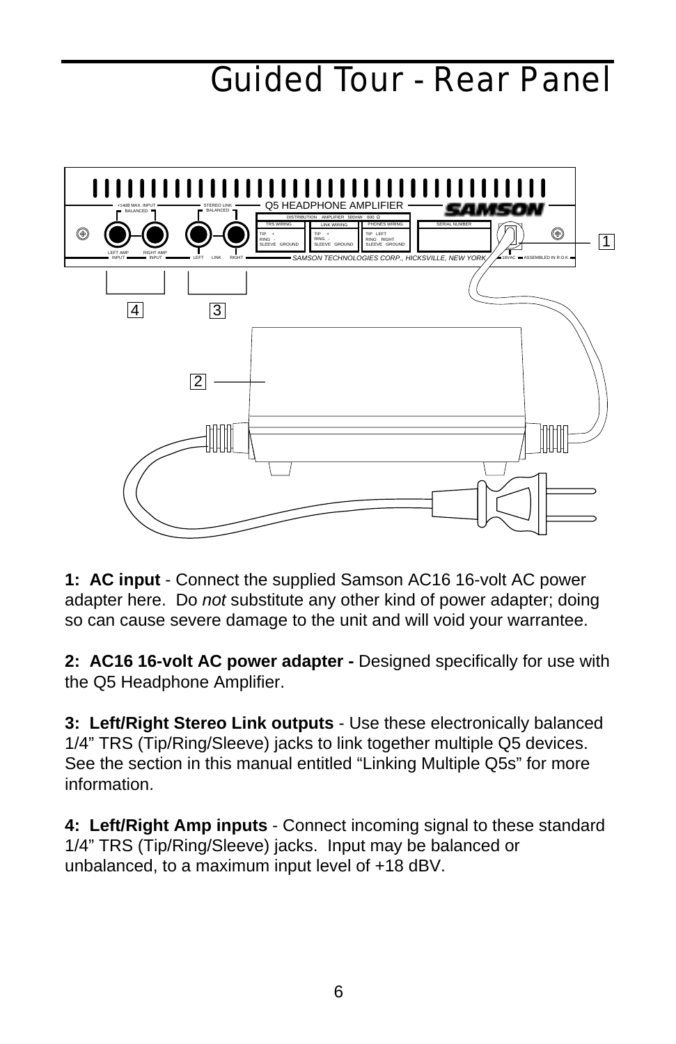# Guided Tour - Rear Panel

**1:  AC input** - Connect the supplied Samson AC16 16-volt AC power adapter here.  Do *not* substitute any other kind of power adapter; doing so can cause severe damage to the unit and will void your warrantee.

**2:  AC16 16-volt AC power adapter -** Designed specifically for use with the Q5 Headphone Amplifier.

**3:  Left/Right Stereo Link outputs** - Use these electronically balanced 1/4” TRS (Tip/Ring/Sleeve) jacks to link together multiple Q5 devices. See the section in this manual entitled “Linking Multiple Q5s” for more information.

**4:  Left/Right Amp inputs** - Connect incoming signal to these standard 1/4” TRS (Tip/Ring/Sleeve) jacks.  Input may be balanced or unbalanced, to a maximum input level of +18 dBV.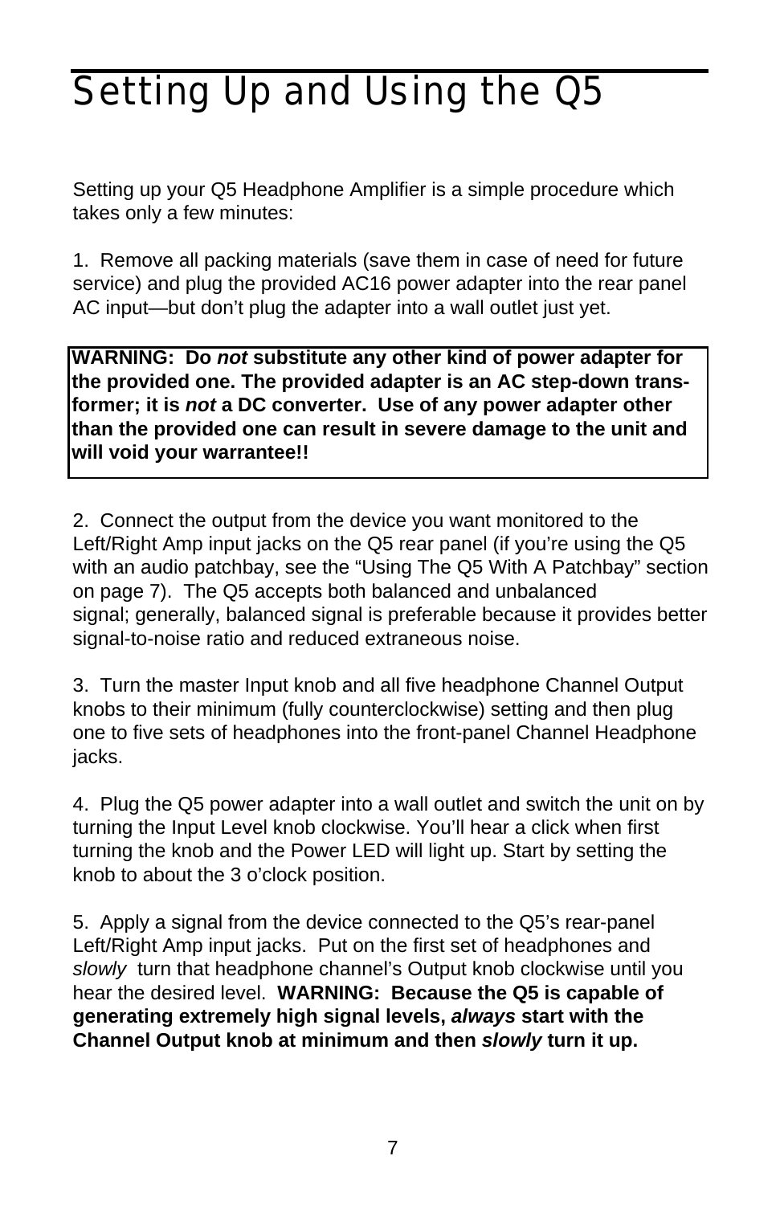# Setting Up and Using the Q5

Setting up your Q5 Headphone Amplifier is a simple procedure which takes only a few minutes:

1. Remove all packing materials (save them in case of need for future service) and plug the provided AC16 power adapter into the rear panel AC input—but don't plug the adapter into a wall outlet just yet.

> **WARNING: Do *not* substitute any other kind of power adapter for the provided one. The provided adapter is an AC step-down transformer; it is *not* a DC converter. Use of any power adapter other than the provided one can result in severe damage to the unit and will void your warrantee!!**

2. Connect the output from the device you want monitored to the Left/Right Amp input jacks on the Q5 rear panel (if you're using the Q5 with an audio patchbay, see the "Using The Q5 With A Patchbay" section on page 7). The Q5 accepts both balanced and unbalanced signal; generally, balanced signal is preferable because it provides better signal-to-noise ratio and reduced extraneous noise.

3. Turn the master Input knob and all five headphone Channel Output knobs to their minimum (fully counterclockwise) setting and then plug one to five sets of headphones into the front-panel Channel Headphone jacks.

4. Plug the Q5 power adapter into a wall outlet and switch the unit on by turning the Input Level knob clockwise. You'll hear a click when first turning the knob and the Power LED will light up. Start by setting the knob to about the 3 o'clock position.

5. Apply a signal from the device connected to the Q5's rear-panel Left/Right Amp input jacks. Put on the first set of headphones and *slowly* turn that headphone channel's Output knob clockwise until you hear the desired level. **WARNING: Because the Q5 is capable of generating extremely high signal levels, *always* start with the Channel Output knob at minimum and then *slowly* turn it up.**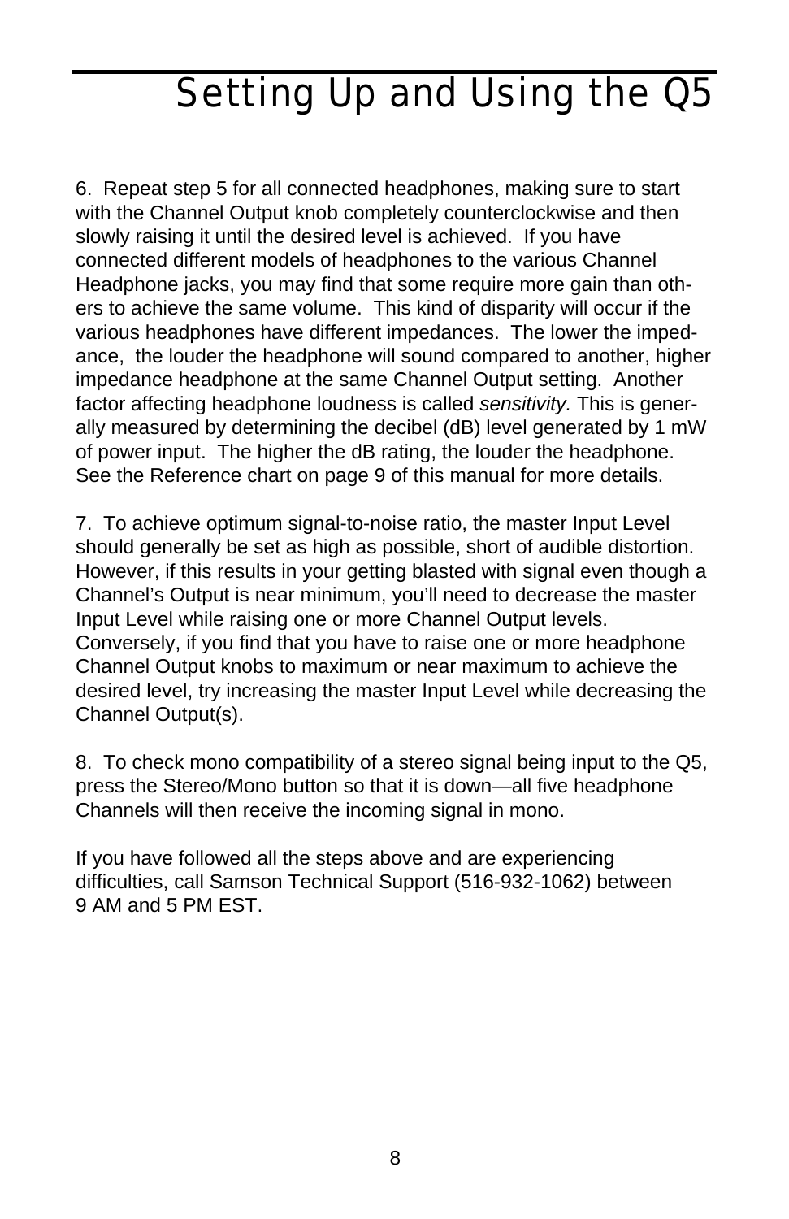# Setting Up and Using the Q5

6. Repeat step 5 for all connected headphones, making sure to start with the Channel Output knob completely counterclockwise and then slowly raising it until the desired level is achieved. If you have connected different models of headphones to the various Channel Headphone jacks, you may find that some require more gain than others to achieve the same volume. This kind of disparity will occur if the various headphones have different impedances. The lower the impedance, the louder the headphone will sound compared to another, higher impedance headphone at the same Channel Output setting. Another factor affecting headphone loudness is called *sensitivity.* This is generally measured by determining the decibel (dB) level generated by 1 mW of power input. The higher the dB rating, the louder the headphone. See the Reference chart on page 9 of this manual for more details.

7. To achieve optimum signal-to-noise ratio, the master Input Level should generally be set as high as possible, short of audible distortion. However, if this results in your getting blasted with signal even though a Channel's Output is near minimum, you'll need to decrease the master Input Level while raising one or more Channel Output levels. Conversely, if you find that you have to raise one or more headphone Channel Output knobs to maximum or near maximum to achieve the desired level, try increasing the master Input Level while decreasing the Channel Output(s).

8. To check mono compatibility of a stereo signal being input to the Q5, press the Stereo/Mono button so that it is down—all five headphone Channels will then receive the incoming signal in mono.

If you have followed all the steps above and are experiencing difficulties, call Samson Technical Support (516-932-1062) between 9 AM and 5 PM EST.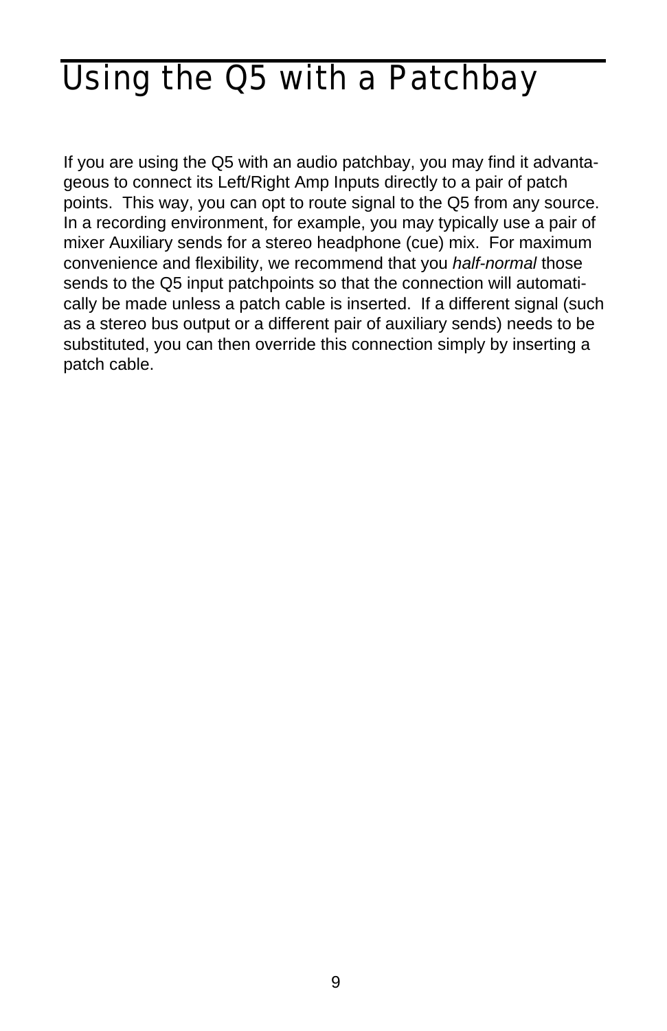# Using the Q5 with a Patchbay

If you are using the Q5 with an audio patchbay, you may find it advantageous to connect its Left/Right Amp Inputs directly to a pair of patch points. This way, you can opt to route signal to the Q5 from any source. In a recording environment, for example, you may typically use a pair of mixer Auxiliary sends for a stereo headphone (cue) mix. For maximum convenience and flexibility, we recommend that you *half-normal* those sends to the Q5 input patchpoints so that the connection will automatically be made unless a patch cable is inserted. If a different signal (such as a stereo bus output or a different pair of auxiliary sends) needs to be substituted, you can then override this connection simply by inserting a patch cable.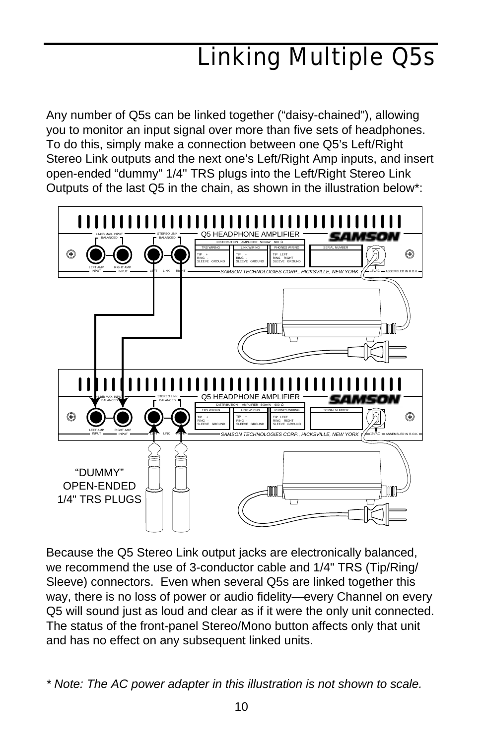# Linking Multiple Q5s

Any number of Q5s can be linked together ("daisy-chained"), allowing you to monitor an input signal over more than five sets of headphones. To do this, simply make a connection between one Q5's Left/Right Stereo Link outputs and the next one's Left/Right Amp inputs, and insert open-ended "dummy" 1/4" TRS plugs into the Left/Right Stereo Link Outputs of the last Q5 in the chain, as shown in the illustration below*:

"DUMMY" OPEN-ENDED 1/4" TRS PLUGS

Because the Q5 Stereo Link output jacks are electronically balanced, we recommend the use of 3-conductor cable and 1/4" TRS (Tip/Ring/Sleeve) connectors. Even when several Q5s are linked together this way, there is no loss of power or audio fidelity—every Channel on every Q5 will sound just as loud and clear as if it were the only unit connected. The status of the front-panel Stereo/Mono button affects only that unit and has no effect on any subsequent linked units.

*\* Note: The AC power adapter in this illustration is not shown to scale.*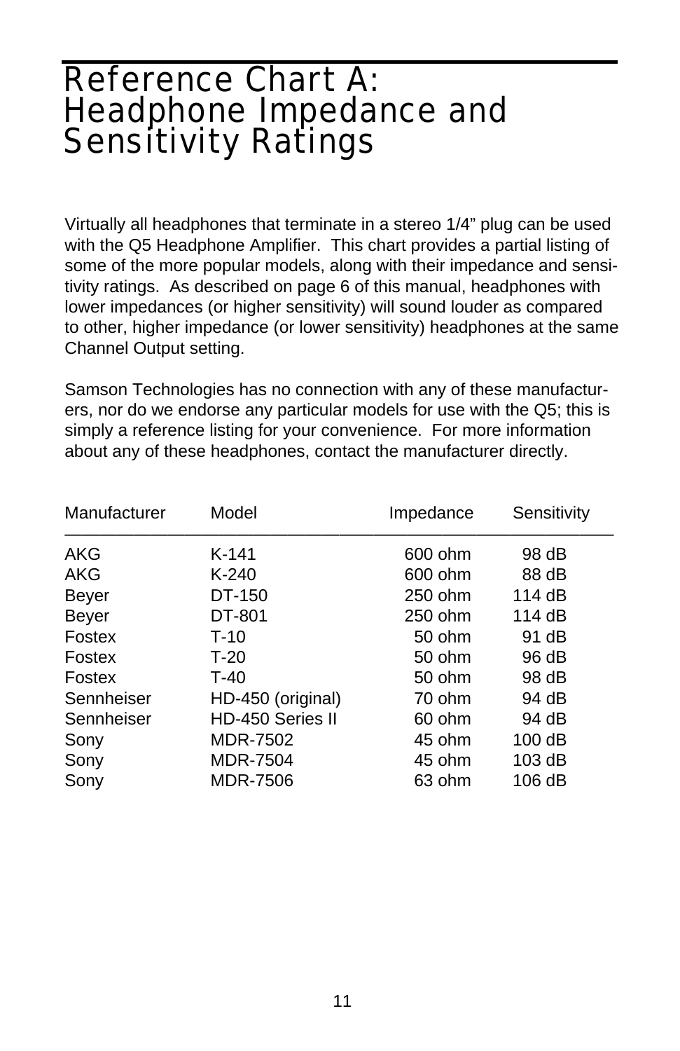# Reference Chart A: Headphone Impedance and Sensitivity Ratings

Virtually all headphones that terminate in a stereo 1/4" plug can be used with the Q5 Headphone Amplifier. This chart provides a partial listing of some of the more popular models, along with their impedance and sensitivity ratings. As described on page 6 of this manual, headphones with lower impedances (or higher sensitivity) will sound louder as compared to other, higher impedance (or lower sensitivity) headphones at the same Channel Output setting.

Samson Technologies has no connection with any of these manufacturers, nor do we endorse any particular models for use with the Q5; this is simply a reference listing for your convenience. For more information about any of these headphones, contact the manufacturer directly.

| Manufacturer | Model | Impedance | Sensitivity |
|---|---|---|---|
| AKG | K-141 | 600 ohm | 98 dB |
| AKG | K-240 | 600 ohm | 88 dB |
| Beyer | DT-150 | 250 ohm | 114 dB |
| Beyer | DT-801 | 250 ohm | 114 dB |
| Fostex | T-10 | 50 ohm | 91 dB |
| Fostex | T-20 | 50 ohm | 96 dB |
| Fostex | T-40 | 50 ohm | 98 dB |
| Sennheiser | HD-450 (original) | 70 ohm | 94 dB |
| Sennheiser | HD-450 Series II | 60 ohm | 94 dB |
| Sony | MDR-7502 | 45 ohm | 100 dB |
| Sony | MDR-7504 | 45 ohm | 103 dB |
| Sony | MDR-7506 | 63 ohm | 106 dB |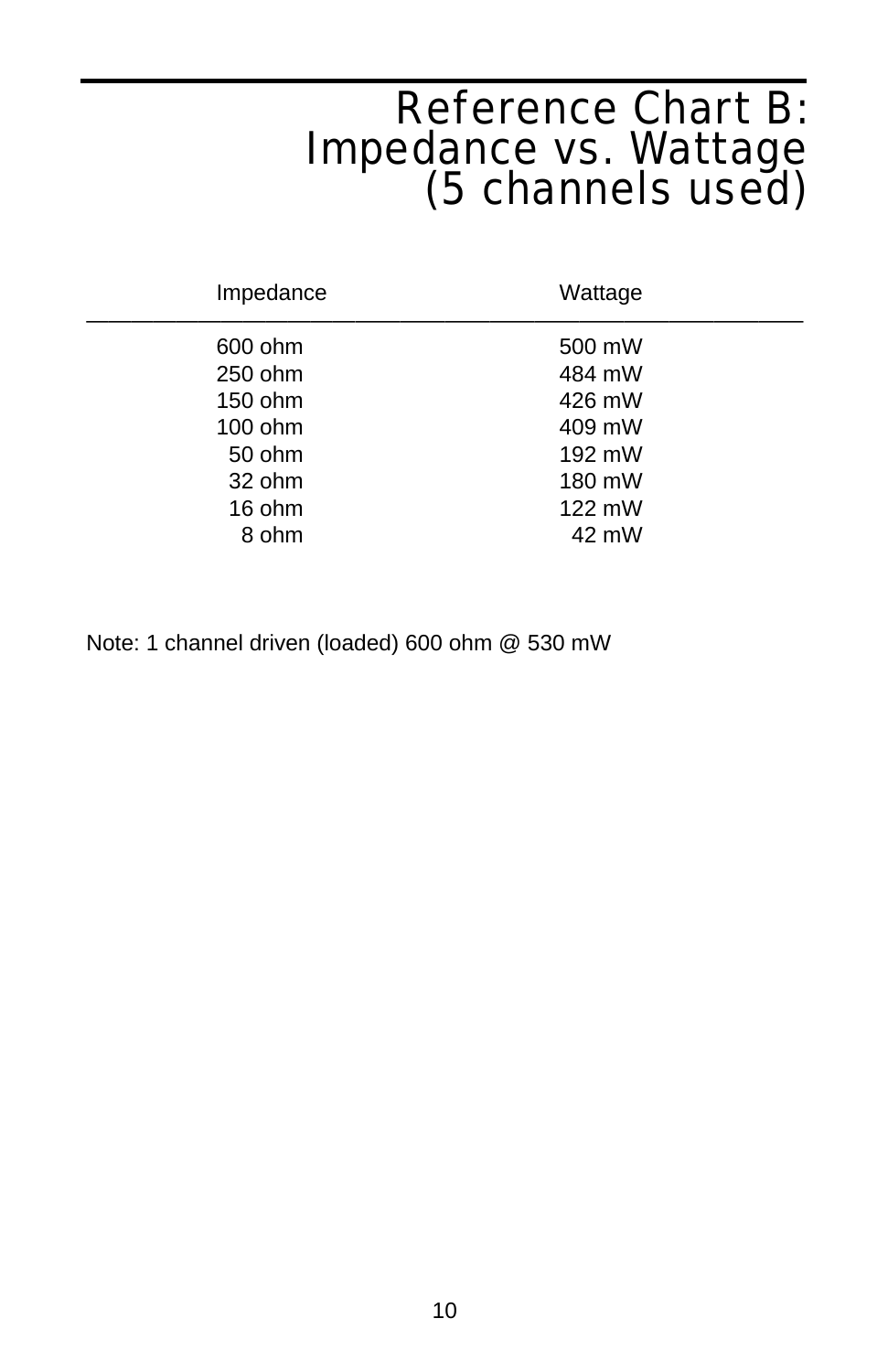# Reference Chart B: Impedance vs. Wattage (5 channels used)

| Impedance | Wattage |
|---|---|
| 600 ohm | 500 mW |
| 250 ohm | 484 mW |
| 150 ohm | 426 mW |
| 100 ohm | 409 mW |
| 50 ohm | 192 mW |
| 32 ohm | 180 mW |
| 16 ohm | 122 mW |
| 8 ohm | 42 mW |

Note: 1 channel driven (loaded) 600 ohm @ 530 mW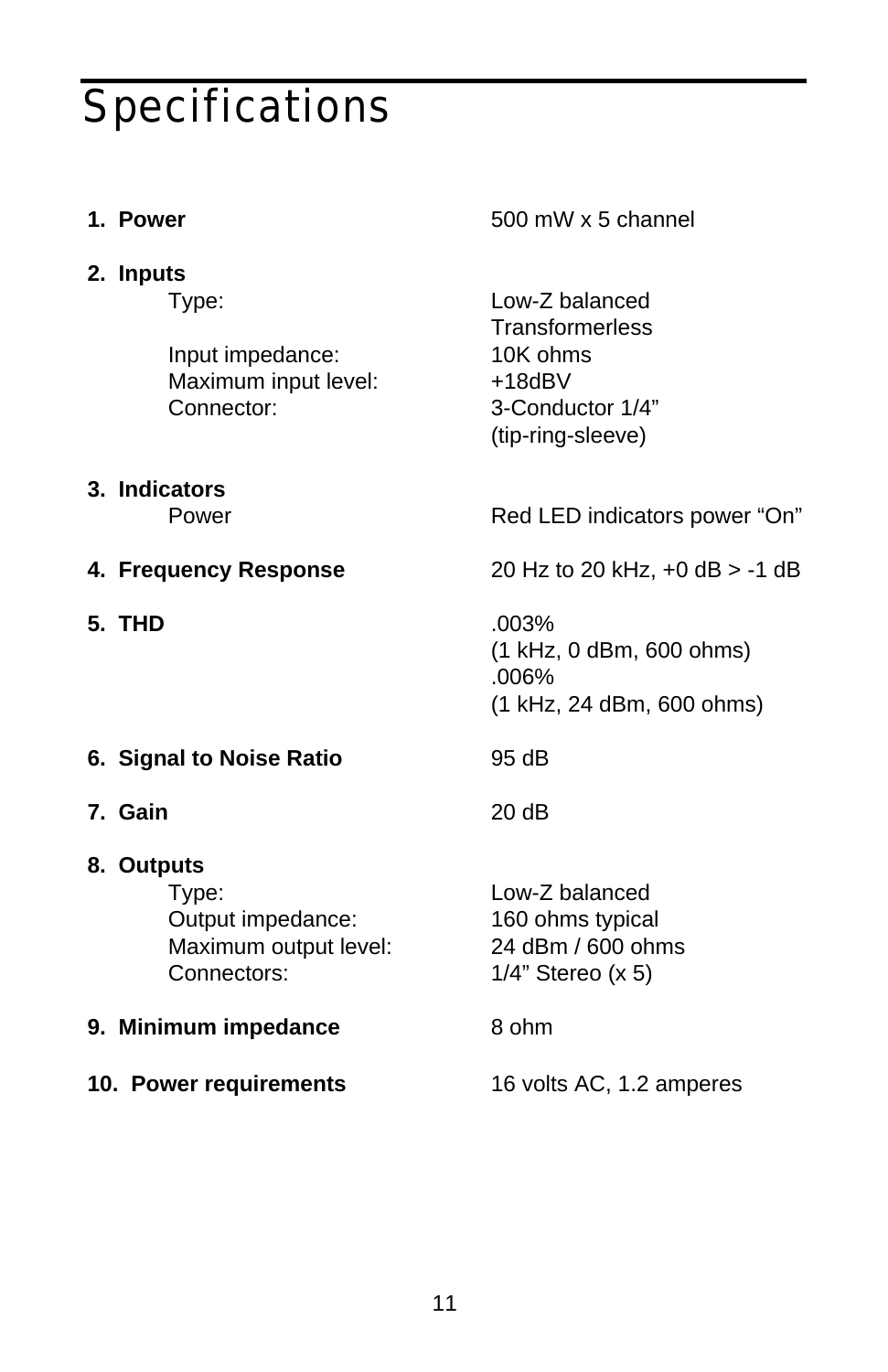# Specifications

1. **Power** 500 mW x 5 channel

2. **Inputs**
   - Type: Low-Z balanced Transformerless
   - Input impedance: 10K ohms
   - Maximum input level: +18dBV
   - Connector: 3-Conductor 1/4” (tip-ring-sleeve)

3. **Indicators**
   - Power: Red LED indicators power “On”

4. **Frequency Response** 20 Hz to 20 kHz, +0 dB > -1 dB

5. **THD** .003% (1 kHz, 0 dBm, 600 ohms) .006% (1 kHz, 24 dBm, 600 ohms)

6. **Signal to Noise Ratio** 95 dB

7. **Gain** 20 dB

8. **Outputs**
   - Type: Low-Z balanced
   - Output impedance: 160 ohms typical
   - Maximum output level: 24 dBm / 600 ohms
   - Connectors: 1/4” Stereo (x 5)

9. **Minimum impedance** 8 ohm

10. **Power requirements** 16 volts AC, 1.2 amperes